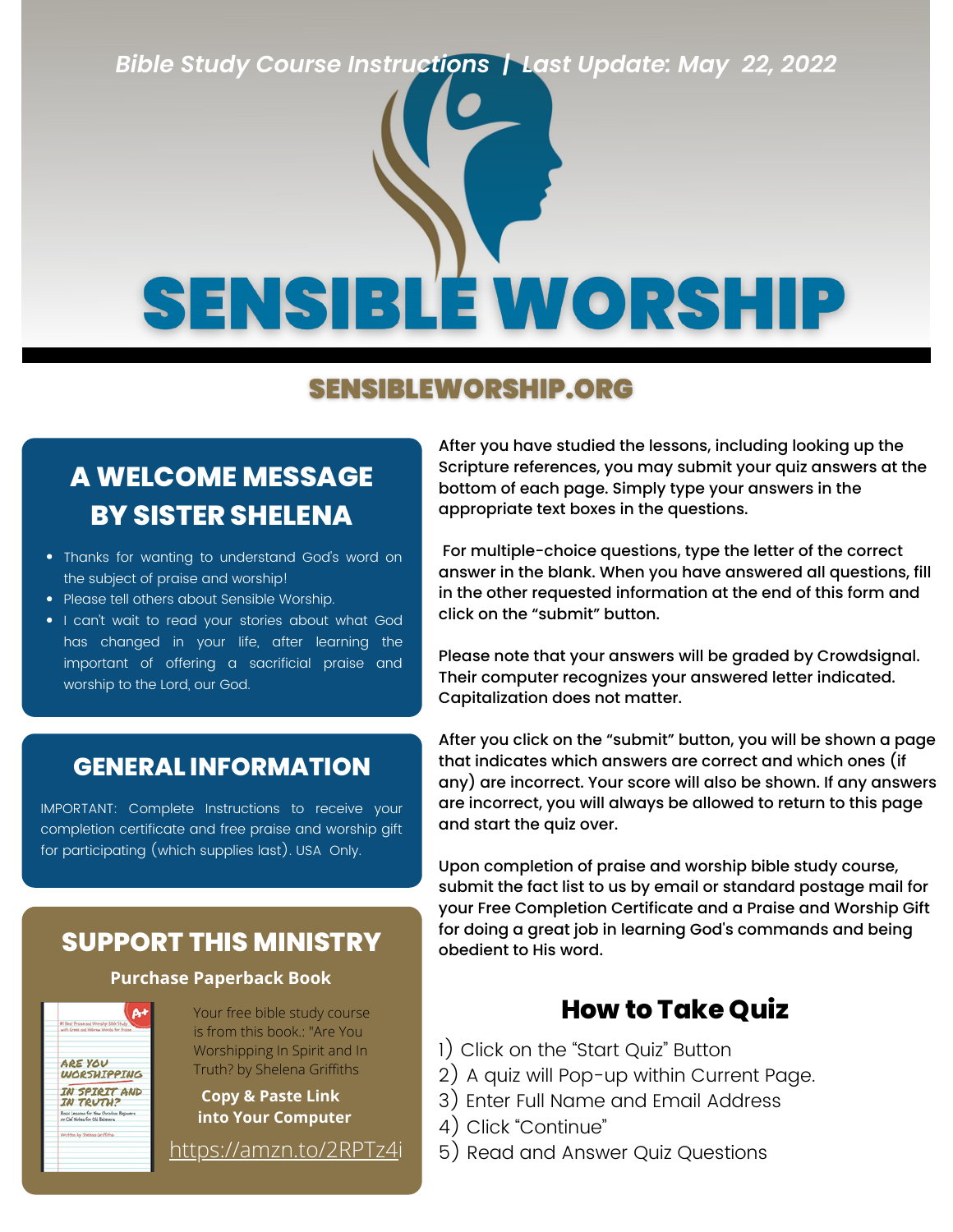*Bible Study Course Instructions | Last Update: May 22, 2022*

# SENSIBLE WORSHIP

## SENSIBLEWORSHIP.ORG

## A WELCOME MESSAGE BY SISTER SHELENA

- Thanks for wanting to understand God's word on the subject of praise and worship!
- Please tell others about Sensible Worship.
- I can't wait to read your stories about what God has changed in your life, after learning the important of offering a sacrificial praise and worship to the Lord, our God.

## GENERAL INFORMATION

IMPORTANT: Complete Instructions to receive your completion certificate and free praise and worship gift for participating (which supplies last). USA Only.

## SUPPORT THIS MINISTRY

**Purchase Paperback Book**

Your free bible study course is from this book.: "Are You Worshipping In Spirit and In Truth? by Shelena Griffiths

**Copy & Paste Link into Your Computer**

https://amzn.to/2RPTz4i

After you have studied the lessons, including looking up the Scripture references, you may submit your quiz answers at the bottom of each page. Simply type your answers in the appropriate text boxes in the questions.

For multiple-choice questions, type the letter of the correct answer in the blank. When you have answered all questions, fill in the other requested information at the end of this form and click on the "submit" button.

Please note that your answers will be graded by Crowdsignal. Their computer recognizes your answered letter indicated. Capitalization does not matter.

After you click on the "submit" button, you will be shown a page that indicates which answers are correct and which ones (if any) are incorrect. Your score will also be shown. If any answers are incorrect, you will always be allowed to return to this page and start the quiz over.

Upon completion of praise and worship bible study course, submit the fact list to us by email or standard postage mail for your Free Completion Certificate and a Praise and Worship Gift for doing a great job in learning God's commands and being obedient to His word.

## How to Take Quiz

1) Click on the "Start Quiz" Button
2) A quiz will Pop-up within Current Page.
3) Enter Full Name and Email Address
4) Click "Continue"
5) Read and Answer Quiz Questions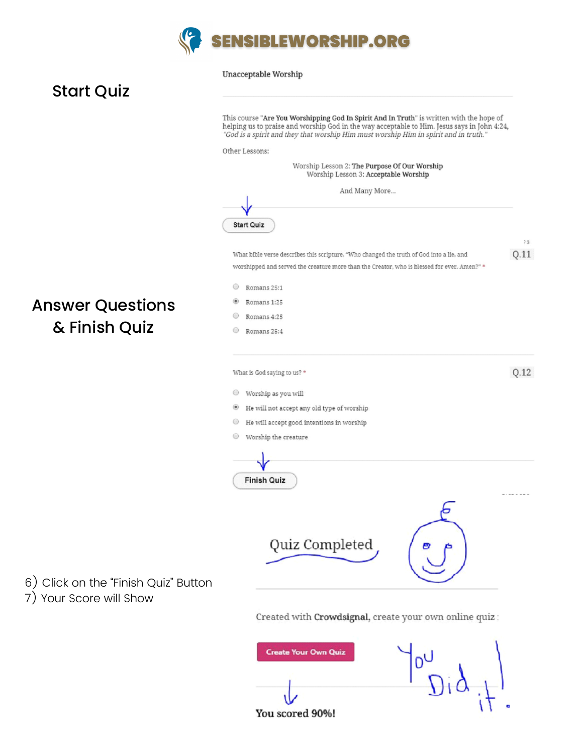# SENSIBLEWORSHIP.ORG

## Start Quiz

Unacceptable Worship

This course "**Are You Worshipping God In Spirit And In Truth**" is written with the hope of helping us to praise and worship God in the way acceptable to Him. Jesus says in John 4:24, *"God is a spirit and they that worship Him must worship Him in spirit and in truth."*

Other Lessons:

Worship Lesson 2: **The Purpose Of Our Worship**
Worship Lesson 3: **Acceptable Worship**

And Many More...

Start Quiz

## Answer Questions & Finish Quiz

Q.11

What bible verse describes this scripture, "Who changed the truth of God into a lie, and worshipped and served the creature more than the Creator, who is blessed for ever. Amen?" *

- Romans 25:1
- Romans 1:25
- Romans 4:25
- Romans 25:4

Q.12

What is God saying to us? *

- Worship as you will
- He will not accept any old type of worship
- He will accept good intentions in worship
- Worship the creature

Finish Quiz

6) Click on the "Finish Quiz" Button
7) Your Score will Show

Quiz Completed

Created with **Crowdsignal**, create your own online quiz

Create Your Own Quiz

**You scored 90%!**

You Did it!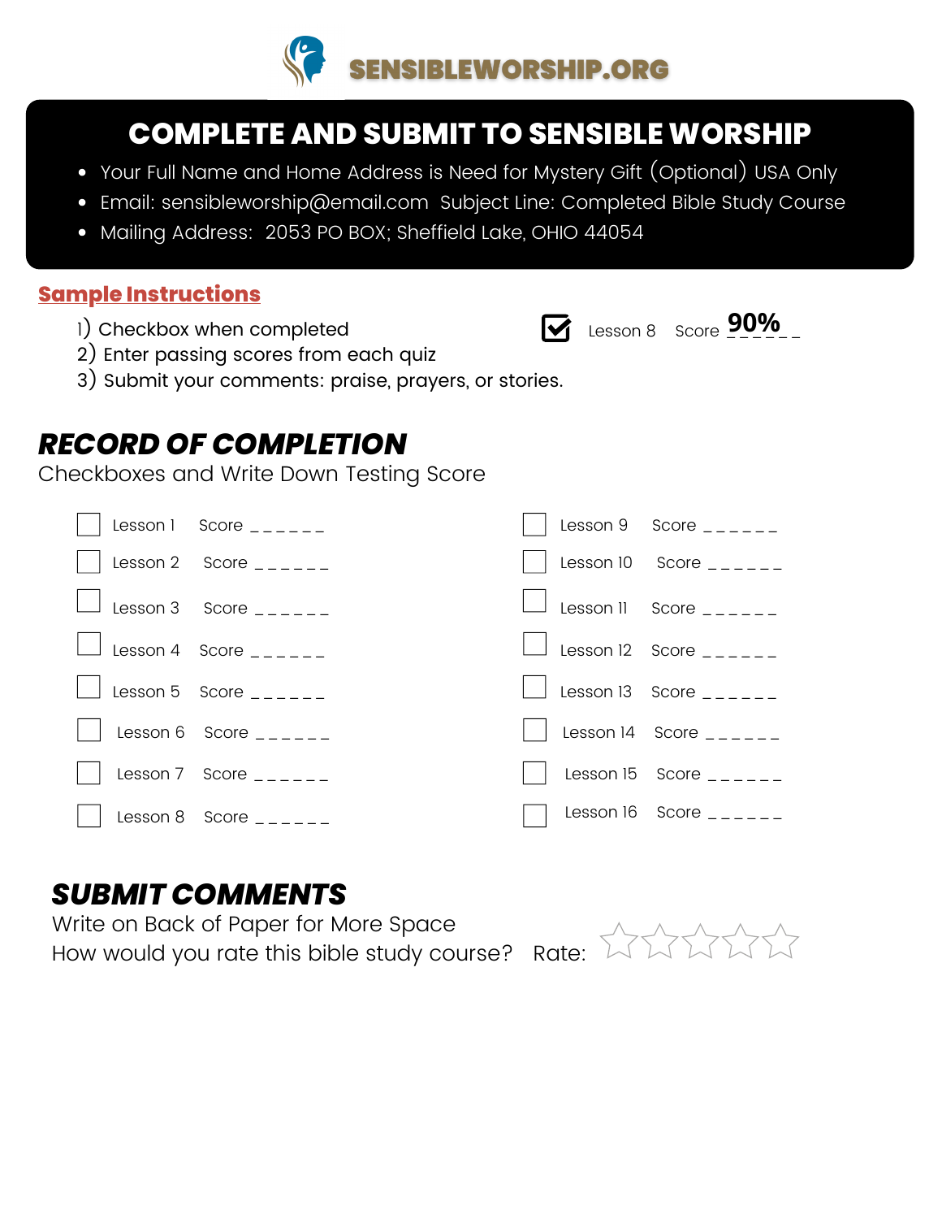SENSIBLEWORSHIP.ORG

## COMPLETE AND SUBMIT TO SENSIBLE WORSHIP

- Your Full Name and Home Address is Need for Mystery Gift (Optional) USA Only
- Email: sensibleworship@email.com Subject Line: Completed Bible Study Course
- Mailing Address: 2053 PO BOX; Sheffield Lake, OHIO 44054

**Sample Instructions**

1) Checkbox when completed
2) Enter passing scores from each quiz
3) Submit your comments: praise, prayers, or stories.

☑ Lesson 8 Score 90%

## *RECORD OF COMPLETION*

Checkboxes and Write Down Testing Score

- ☐ Lesson 1 Score ______
- ☐ Lesson 2 Score ______
- ☐ Lesson 3 Score ______
- ☐ Lesson 4 Score ______
- ☐ Lesson 5 Score ______
- ☐ Lesson 6 Score ______
- ☐ Lesson 7 Score ______
- ☐ Lesson 8 Score ______
- ☐ Lesson 9 Score ______
- ☐ Lesson 10 Score ______
- ☐ Lesson 11 Score ______
- ☐ Lesson 12 Score ______
- ☐ Lesson 13 Score ______
- ☐ Lesson 14 Score ______
- ☐ Lesson 15 Score ______
- ☐ Lesson 16 Score ______

## *SUBMIT COMMENTS*

Write on Back of Paper for More Space

How would you rate this bible study course? Rate: ☆☆☆☆☆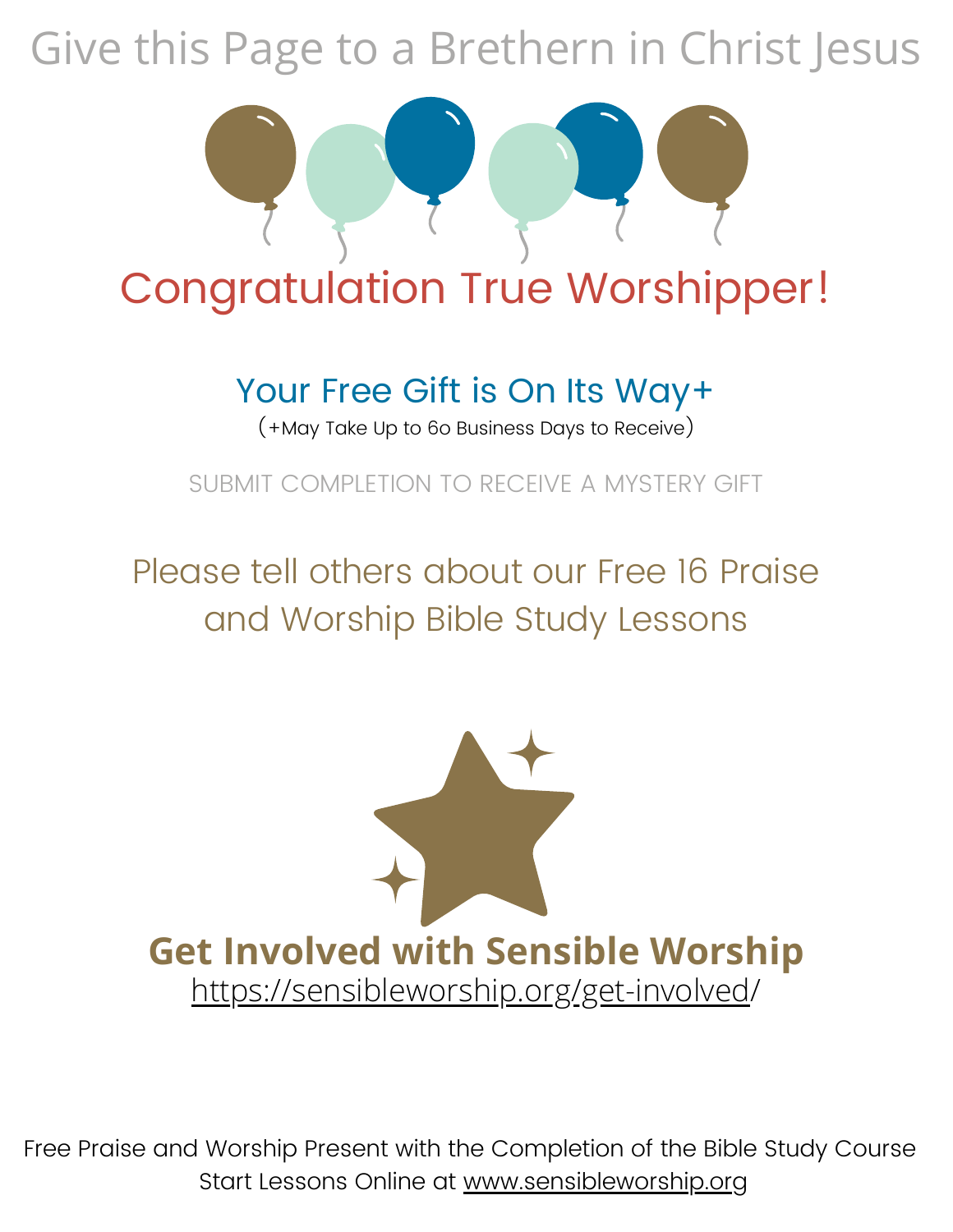Give this Page to a Brethern in Christ Jesus

# Congratulation True Worshipper!

## Your Free Gift is On Its Way+

(+May Take Up to 6o Business Days to Receive)

SUBMIT COMPLETION TO RECEIVE A MYSTERY GIFT

Please tell others about our Free 16 Praise and Worship Bible Study Lessons

**Get Involved with Sensible Worship**

https://sensibleworship.org/get-involved/

Free Praise and Worship Present with the Completion of the Bible Study Course
Start Lessons Online at www.sensibleworship.org